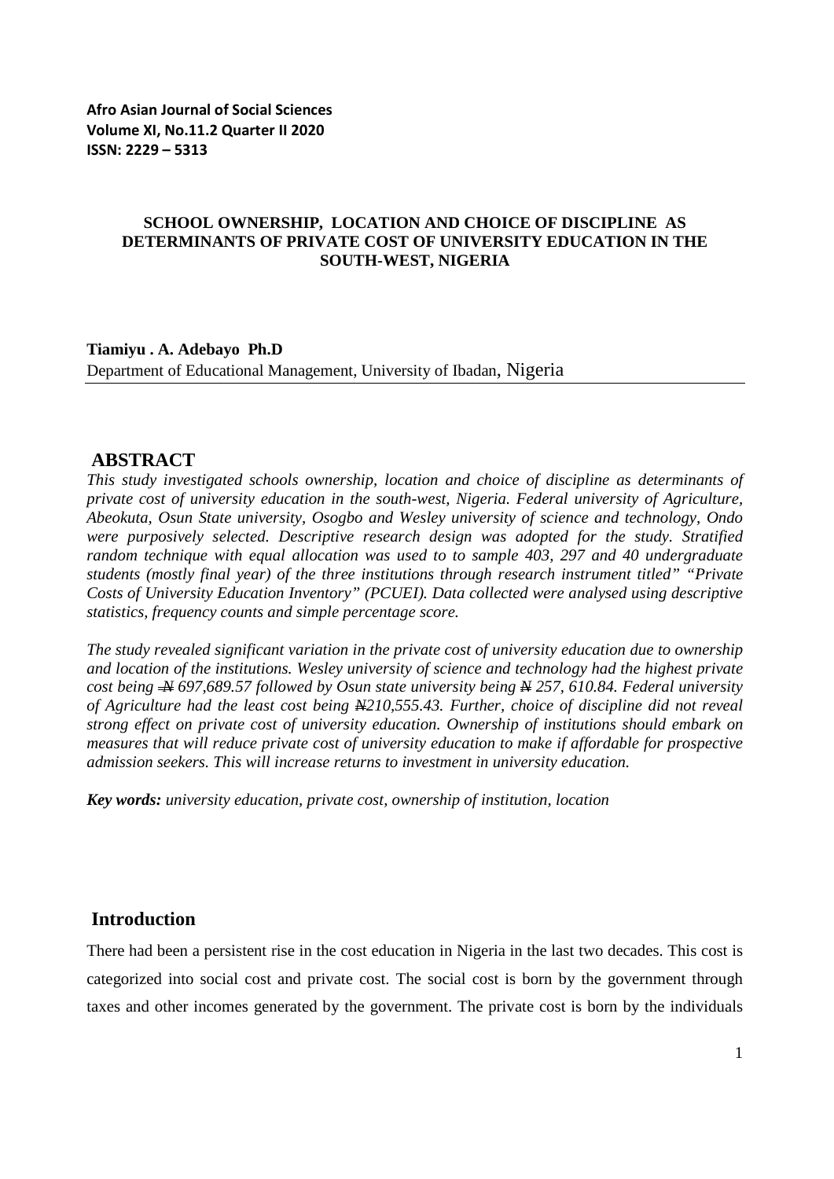**Afro Asian Journal of Social Sciences**
**Volume XI, No.11.2 Quarter II 2020**
**ISSN: 2229 – 5313**

# SCHOOL OWNERSHIP, LOCATION AND CHOICE OF DISCIPLINE AS DETERMINANTS OF PRIVATE COST OF UNIVERSITY EDUCATION IN THE SOUTH-WEST, NIGERIA

**Tiamiyu . A. Adebayo Ph.D**
Department of Educational Management, University of Ibadan, Nigeria

## ABSTRACT

*This study investigated schools ownership, location and choice of discipline as determinants of private cost of university education in the south-west, Nigeria. Federal university of Agriculture, Abeokuta, Osun State university, Osogbo and Wesley university of science and technology, Ondo were purposively selected. Descriptive research design was adopted for the study. Stratified random technique with equal allocation was used to to sample 403, 297 and 40 undergraduate students (mostly final year) of the three institutions through research instrument titled" "Private Costs of University Education Inventory" (PCUEI). Data collected were analysed using descriptive statistics, frequency counts and simple percentage score.*

*The study revealed significant variation in the private cost of university education due to ownership and location of the institutions. Wesley university of science and technology had the highest private cost being ₦ 697,689.57 followed by Osun state university being ₦ 257, 610.84. Federal university of Agriculture had the least cost being ₦210,555.43. Further, choice of discipline did not reveal strong effect on private cost of university education. Ownership of institutions should embark on measures that will reduce private cost of university education to make if affordable for prospective admission seekers. This will increase returns to investment in university education.*

***Key words:*** *university education, private cost, ownership of institution, location*

## Introduction

There had been a persistent rise in the cost education in Nigeria in the last two decades. This cost is categorized into social cost and private cost. The social cost is born by the government through taxes and other incomes generated by the government. The private cost is born by the individuals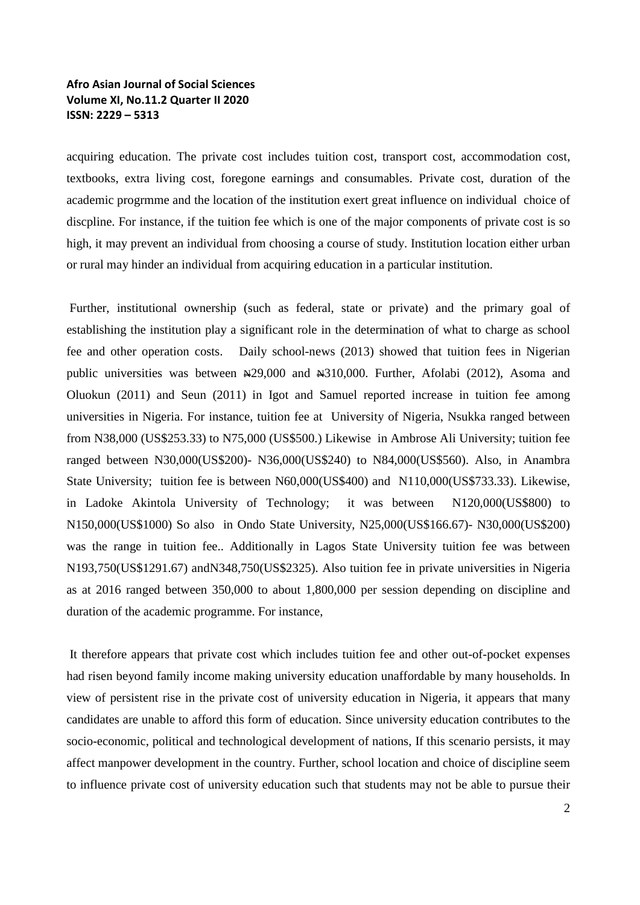acquiring education. The private cost includes tuition cost, transport cost, accommodation cost, textbooks, extra living cost, foregone earnings and consumables. Private cost, duration of the academic progrmme and the location of the institution exert great influence on individual choice of discpline. For instance, if the tuition fee which is one of the major components of private cost is so high, it may prevent an individual from choosing a course of study. Institution location either urban or rural may hinder an individual from acquiring education in a particular institution.

Further, institutional ownership (such as federal, state or private) and the primary goal of establishing the institution play a significant role in the determination of what to charge as school fee and other operation costs. Daily school-news (2013) showed that tuition fees in Nigerian public universities was between ₦29,000 and ₦310,000. Further, Afolabi (2012), Asoma and Oluokun (2011) and Seun (2011) in Igot and Samuel reported increase in tuition fee among universities in Nigeria. For instance, tuition fee at University of Nigeria, Nsukka ranged between from N38,000 (US$253.33) to N75,000 (US$500.) Likewise in Ambrose Ali University; tuition fee ranged between N30,000(US$200)- N36,000(US$240) to N84,000(US$560). Also, in Anambra State University; tuition fee is between N60,000(US$400) and N110,000(US$733.33). Likewise, in Ladoke Akintola University of Technology; it was between N120,000(US$800) to N150,000(US$1000) So also in Ondo State University, N25,000(US$166.67)- N30,000(US$200) was the range in tuition fee.. Additionally in Lagos State University tuition fee was between N193,750(US$1291.67) andN348,750(US$2325). Also tuition fee in private universities in Nigeria as at 2016 ranged between 350,000 to about 1,800,000 per session depending on discipline and duration of the academic programme. For instance,

It therefore appears that private cost which includes tuition fee and other out-of-pocket expenses had risen beyond family income making university education unaffordable by many households. In view of persistent rise in the private cost of university education in Nigeria, it appears that many candidates are unable to afford this form of education. Since university education contributes to the socio-economic, political and technological development of nations, If this scenario persists, it may affect manpower development in the country. Further, school location and choice of discipline seem to influence private cost of university education such that students may not be able to pursue their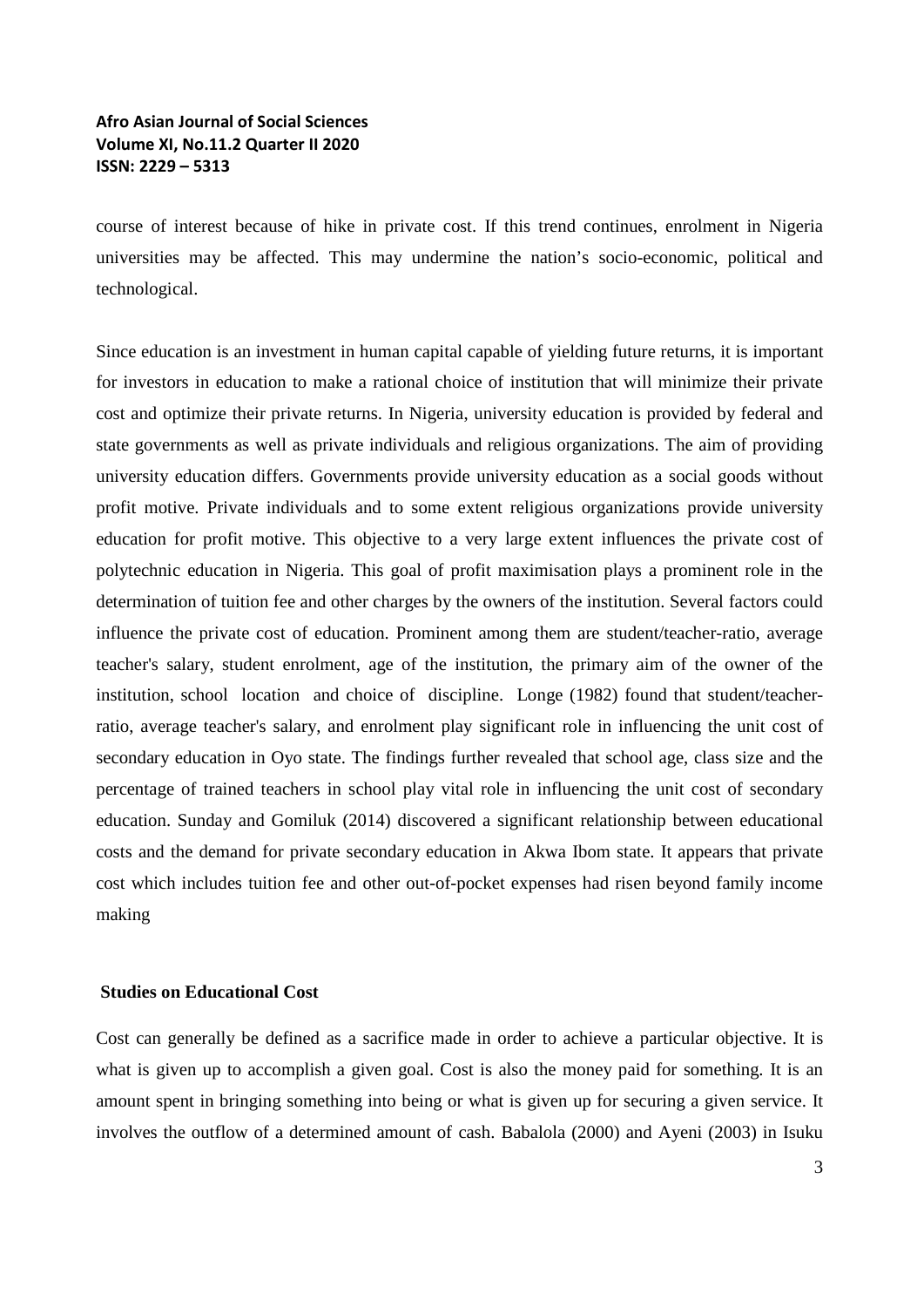course of interest because of hike in private cost. If this trend continues, enrolment in Nigeria universities may be affected. This may undermine the nation's socio-economic, political and technological.

Since education is an investment in human capital capable of yielding future returns, it is important for investors in education to make a rational choice of institution that will minimize their private cost and optimize their private returns. In Nigeria, university education is provided by federal and state governments as well as private individuals and religious organizations. The aim of providing university education differs. Governments provide university education as a social goods without profit motive. Private individuals and to some extent religious organizations provide university education for profit motive. This objective to a very large extent influences the private cost of polytechnic education in Nigeria. This goal of profit maximisation plays a prominent role in the determination of tuition fee and other charges by the owners of the institution. Several factors could influence the private cost of education. Prominent among them are student/teacher-ratio, average teacher's salary, student enrolment, age of the institution, the primary aim of the owner of the institution, school location and choice of discipline. Longe (1982) found that student/teacher-ratio, average teacher's salary, and enrolment play significant role in influencing the unit cost of secondary education in Oyo state. The findings further revealed that school age, class size and the percentage of trained teachers in school play vital role in influencing the unit cost of secondary education. Sunday and Gomiluk (2014) discovered a significant relationship between educational costs and the demand for private secondary education in Akwa Ibom state. It appears that private cost which includes tuition fee and other out-of-pocket expenses had risen beyond family income making

**Studies on Educational Cost**

Cost can generally be defined as a sacrifice made in order to achieve a particular objective. It is what is given up to accomplish a given goal. Cost is also the money paid for something. It is an amount spent in bringing something into being or what is given up for securing a given service. It involves the outflow of a determined amount of cash. Babalola (2000) and Ayeni (2003) in Isuku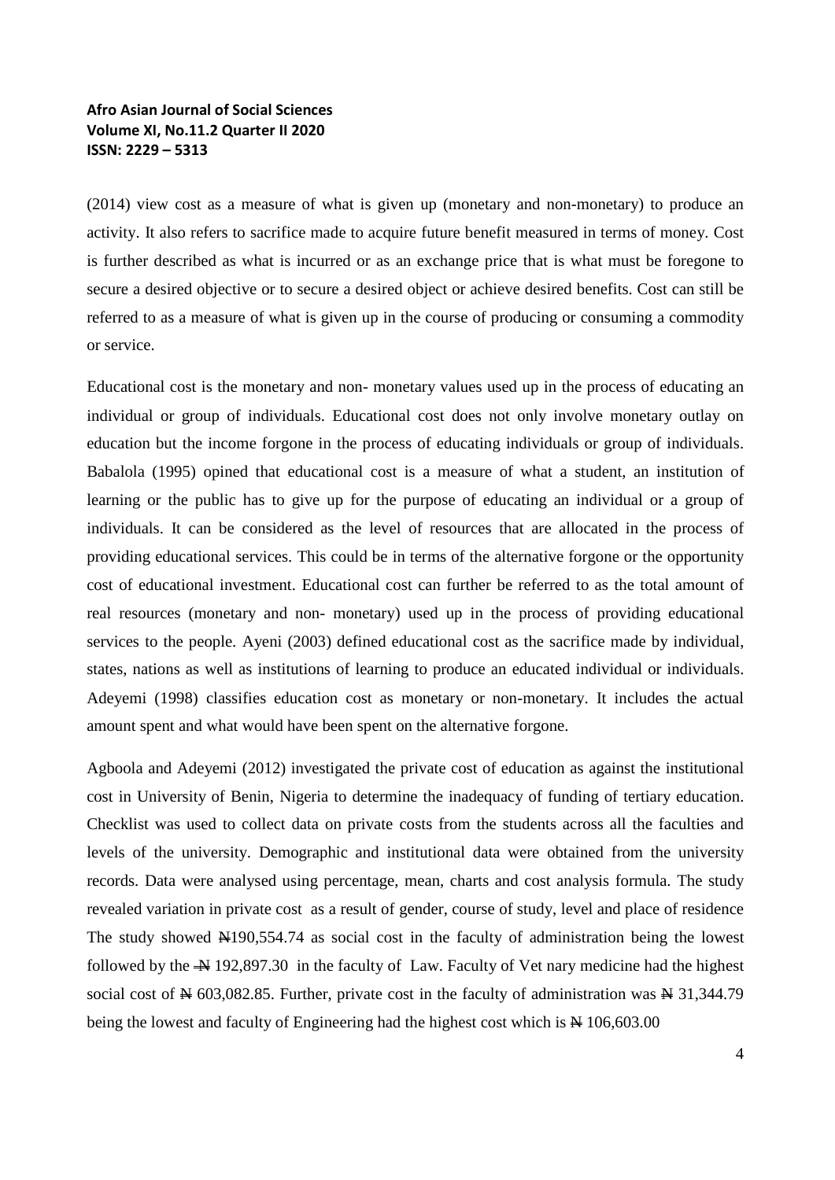(2014) view cost as a measure of what is given up (monetary and non-monetary) to produce an activity. It also refers to sacrifice made to acquire future benefit measured in terms of money. Cost is further described as what is incurred or as an exchange price that is what must be foregone to secure a desired objective or to secure a desired object or achieve desired benefits. Cost can still be referred to as a measure of what is given up in the course of producing or consuming a commodity or service.

Educational cost is the monetary and non- monetary values used up in the process of educating an individual or group of individuals. Educational cost does not only involve monetary outlay on education but the income forgone in the process of educating individuals or group of individuals. Babalola (1995) opined that educational cost is a measure of what a student, an institution of learning or the public has to give up for the purpose of educating an individual or a group of individuals. It can be considered as the level of resources that are allocated in the process of providing educational services. This could be in terms of the alternative forgone or the opportunity cost of educational investment. Educational cost can further be referred to as the total amount of real resources (monetary and non- monetary) used up in the process of providing educational services to the people. Ayeni (2003) defined educational cost as the sacrifice made by individual, states, nations as well as institutions of learning to produce an educated individual or individuals. Adeyemi (1998) classifies education cost as monetary or non-monetary. It includes the actual amount spent and what would have been spent on the alternative forgone.

Agboola and Adeyemi (2012) investigated the private cost of education as against the institutional cost in University of Benin, Nigeria to determine the inadequacy of funding of tertiary education. Checklist was used to collect data on private costs from the students across all the faculties and levels of the university. Demographic and institutional data were obtained from the university records. Data were analysed using percentage, mean, charts and cost analysis formula. The study revealed variation in private cost as a result of gender, course of study, level and place of residence The study showed ₦190,554.74 as social cost in the faculty of administration being the lowest followed by the ₦ 192,897.30 in the faculty of Law. Faculty of Vet nary medicine had the highest social cost of ₦ 603,082.85. Further, private cost in the faculty of administration was ₦ 31,344.79 being the lowest and faculty of Engineering had the highest cost which is ₦ 106,603.00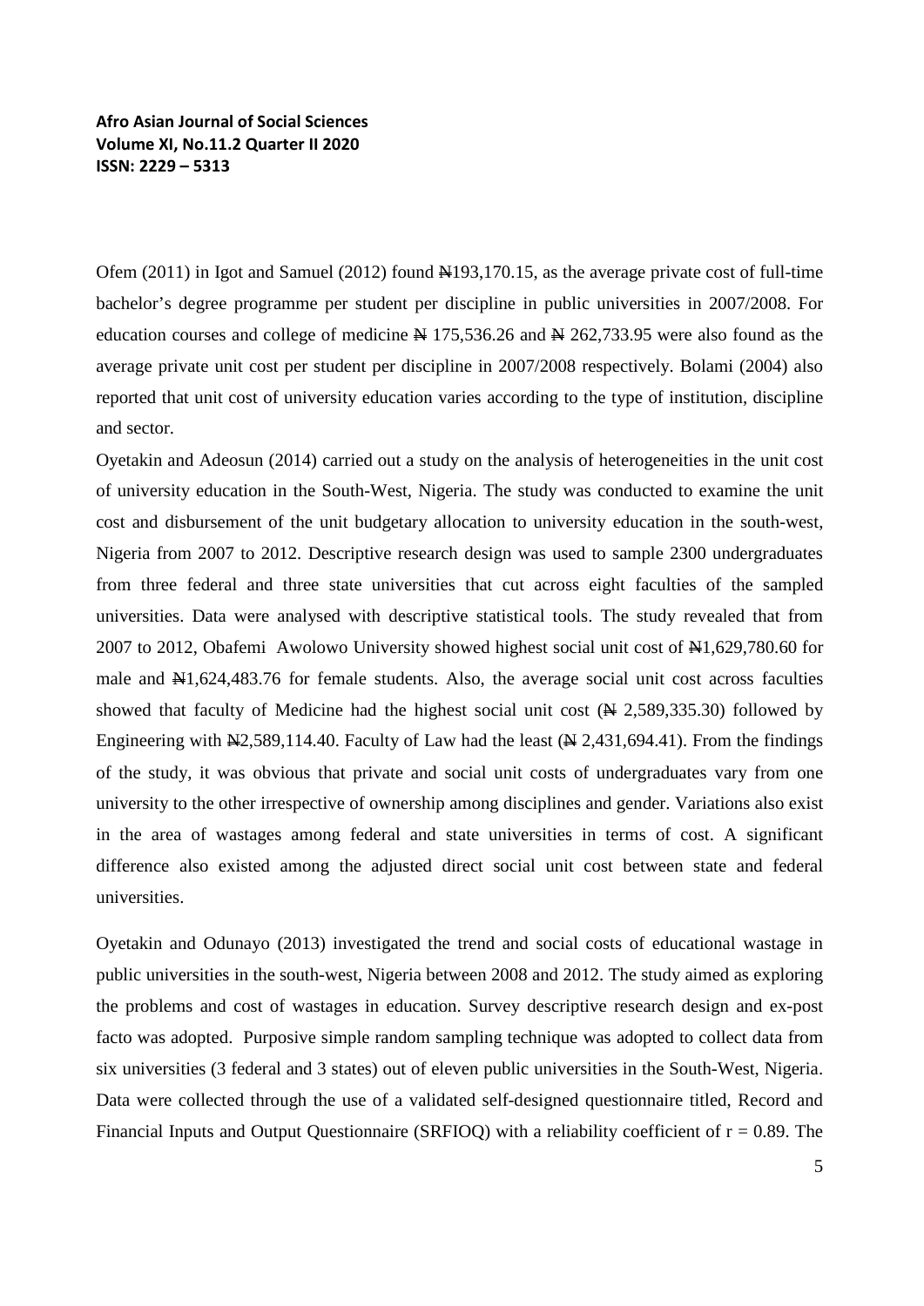Ofem (2011) in Igot and Samuel (2012) found ₦193,170.15, as the average private cost of full-time bachelor's degree programme per student per discipline in public universities in 2007/2008. For education courses and college of medicine ₦ 175,536.26 and ₦ 262,733.95 were also found as the average private unit cost per student per discipline in 2007/2008 respectively. Bolami (2004) also reported that unit cost of university education varies according to the type of institution, discipline and sector.

Oyetakin and Adeosun (2014) carried out a study on the analysis of heterogeneities in the unit cost of university education in the South-West, Nigeria. The study was conducted to examine the unit cost and disbursement of the unit budgetary allocation to university education in the south-west, Nigeria from 2007 to 2012. Descriptive research design was used to sample 2300 undergraduates from three federal and three state universities that cut across eight faculties of the sampled universities. Data were analysed with descriptive statistical tools. The study revealed that from 2007 to 2012, Obafemi Awolowo University showed highest social unit cost of ₦1,629,780.60 for male and ₦1,624,483.76 for female students. Also, the average social unit cost across faculties showed that faculty of Medicine had the highest social unit cost (₦ 2,589,335.30) followed by Engineering with ₦2,589,114.40. Faculty of Law had the least (₦ 2,431,694.41). From the findings of the study, it was obvious that private and social unit costs of undergraduates vary from one university to the other irrespective of ownership among disciplines and gender. Variations also exist in the area of wastages among federal and state universities in terms of cost. A significant difference also existed among the adjusted direct social unit cost between state and federal universities.

Oyetakin and Odunayo (2013) investigated the trend and social costs of educational wastage in public universities in the south-west, Nigeria between 2008 and 2012. The study aimed as exploring the problems and cost of wastages in education. Survey descriptive research design and ex-post facto was adopted. Purposive simple random sampling technique was adopted to collect data from six universities (3 federal and 3 states) out of eleven public universities in the South-West, Nigeria. Data were collected through the use of a validated self-designed questionnaire titled, Record and Financial Inputs and Output Questionnaire (SRFIOQ) with a reliability coefficient of $r = 0.89$. The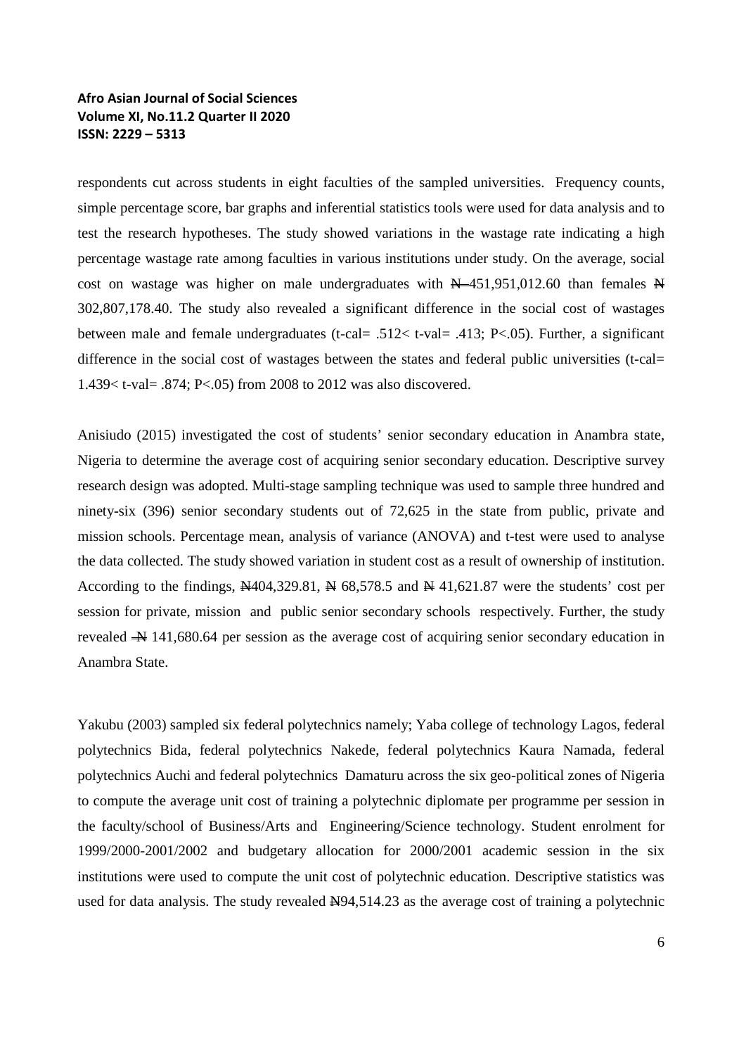respondents cut across students in eight faculties of the sampled universities. Frequency counts, simple percentage score, bar graphs and inferential statistics tools were used for data analysis and to test the research hypotheses. The study showed variations in the wastage rate indicating a high percentage wastage rate among faculties in various institutions under study. On the average, social cost on wastage was higher on male undergraduates with ₦ 451,951,012.60 than females ₦ 302,807,178.40. The study also revealed a significant difference in the social cost of wastages between male and female undergraduates (t-cal= .512< t-val= .413; P<.05). Further, a significant difference in the social cost of wastages between the states and federal public universities (t-cal= 1.439< t-val= .874; P<.05) from 2008 to 2012 was also discovered.

Anisiudo (2015) investigated the cost of students' senior secondary education in Anambra state, Nigeria to determine the average cost of acquiring senior secondary education. Descriptive survey research design was adopted. Multi-stage sampling technique was used to sample three hundred and ninety-six (396) senior secondary students out of 72,625 in the state from public, private and mission schools. Percentage mean, analysis of variance (ANOVA) and t-test were used to analyse the data collected. The study showed variation in student cost as a result of ownership of institution. According to the findings, ₦404,329.81, ₦ 68,578.5 and ₦ 41,621.87 were the students' cost per session for private, mission and public senior secondary schools respectively. Further, the study revealed ₦ 141,680.64 per session as the average cost of acquiring senior secondary education in Anambra State.

Yakubu (2003) sampled six federal polytechnics namely; Yaba college of technology Lagos, federal polytechnics Bida, federal polytechnics Nakede, federal polytechnics Kaura Namada, federal polytechnics Auchi and federal polytechnics Damaturu across the six geo-political zones of Nigeria to compute the average unit cost of training a polytechnic diplomate per programme per session in the faculty/school of Business/Arts and Engineering/Science technology. Student enrolment for 1999/2000-2001/2002 and budgetary allocation for 2000/2001 academic session in the six institutions were used to compute the unit cost of polytechnic education. Descriptive statistics was used for data analysis. The study revealed ₦94,514.23 as the average cost of training a polytechnic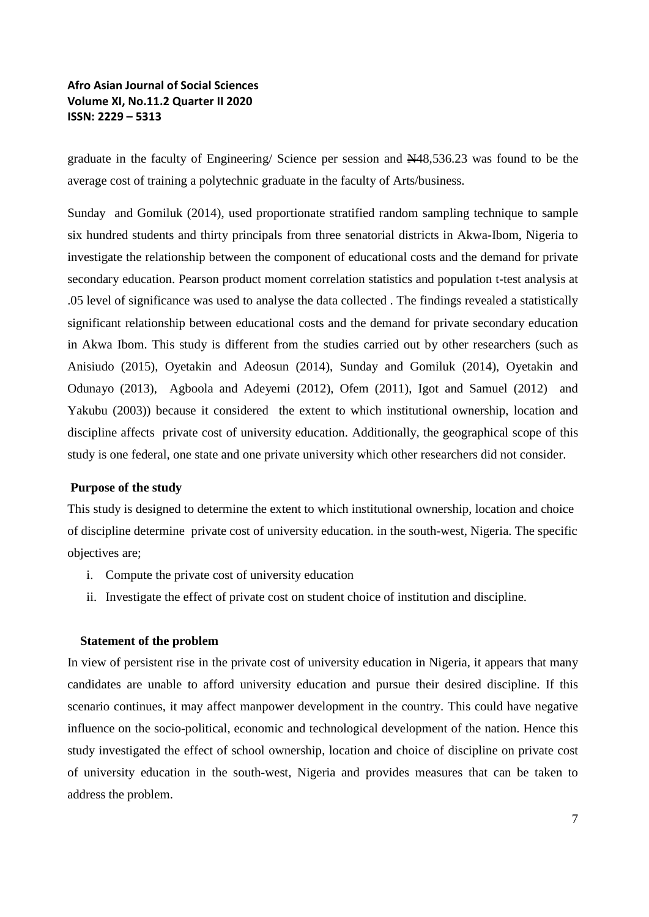graduate in the faculty of Engineering/ Science per session and ₦48,536.23 was found to be the average cost of training a polytechnic graduate in the faculty of Arts/business.

Sunday and Gomiluk (2014), used proportionate stratified random sampling technique to sample six hundred students and thirty principals from three senatorial districts in Akwa-Ibom, Nigeria to investigate the relationship between the component of educational costs and the demand for private secondary education. Pearson product moment correlation statistics and population t-test analysis at .05 level of significance was used to analyse the data collected . The findings revealed a statistically significant relationship between educational costs and the demand for private secondary education in Akwa Ibom. This study is different from the studies carried out by other researchers (such as Anisiudo (2015), Oyetakin and Adeosun (2014), Sunday and Gomiluk (2014), Oyetakin and Odunayo (2013), Agboola and Adeyemi (2012), Ofem (2011), Igot and Samuel (2012) and Yakubu (2003)) because it considered the extent to which institutional ownership, location and discipline affects private cost of university education. Additionally, the geographical scope of this study is one federal, one state and one private university which other researchers did not consider.

**Purpose of the study**

This study is designed to determine the extent to which institutional ownership, location and choice of discipline determine private cost of university education. in the south-west, Nigeria. The specific objectives are;

i. Compute the private cost of university education
ii. Investigate the effect of private cost on student choice of institution and discipline.

**Statement of the problem**

In view of persistent rise in the private cost of university education in Nigeria, it appears that many candidates are unable to afford university education and pursue their desired discipline. If this scenario continues, it may affect manpower development in the country. This could have negative influence on the socio-political, economic and technological development of the nation. Hence this study investigated the effect of school ownership, location and choice of discipline on private cost of university education in the south-west, Nigeria and provides measures that can be taken to address the problem.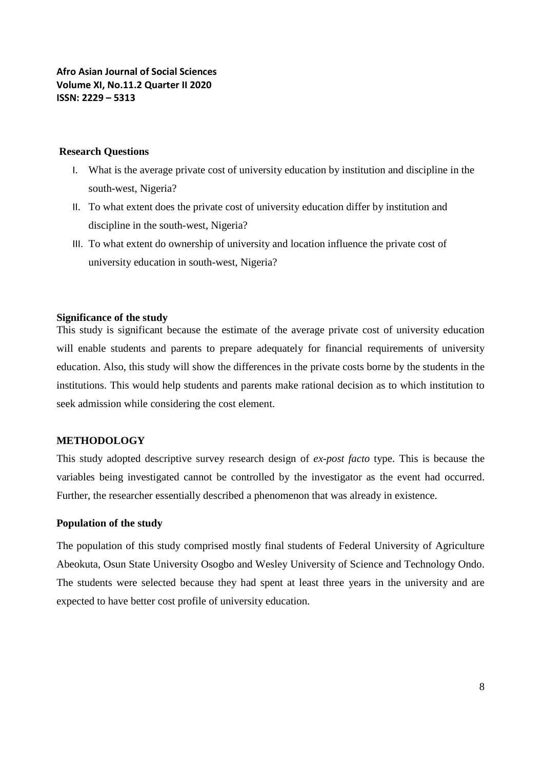**Research Questions**

I. What is the average private cost of university education by institution and discipline in the south-west, Nigeria?

II. To what extent does the private cost of university education differ by institution and discipline in the south-west, Nigeria?

III. To what extent do ownership of university and location influence the private cost of university education in south-west, Nigeria?

**Significance of the study**

This study is significant because the estimate of the average private cost of university education will enable students and parents to prepare adequately for financial requirements of university education. Also, this study will show the differences in the private costs borne by the students in the institutions. This would help students and parents make rational decision as to which institution to seek admission while considering the cost element.

## METHODOLOGY

This study adopted descriptive survey research design of *ex-post facto* type. This is because the variables being investigated cannot be controlled by the investigator as the event had occurred. Further, the researcher essentially described a phenomenon that was already in existence.

**Population of the study**

The population of this study comprised mostly final students of Federal University of Agriculture Abeokuta, Osun State University Osogbo and Wesley University of Science and Technology Ondo. The students were selected because they had spent at least three years in the university and are expected to have better cost profile of university education.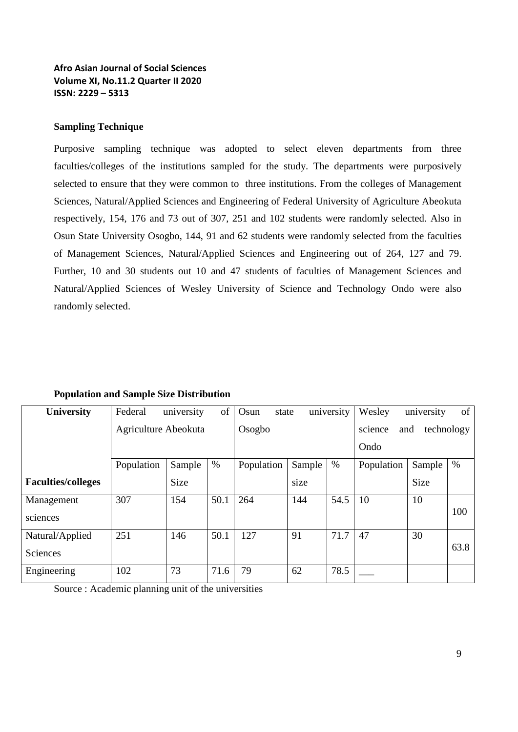### Sampling Technique

Purposive sampling technique was adopted to select eleven departments from three faculties/colleges of the institutions sampled for the study. The departments were purposively selected to ensure that they were common to three institutions. From the colleges of Management Sciences, Natural/Applied Sciences and Engineering of Federal University of Agriculture Abeokuta respectively, 154, 176 and 73 out of 307, 251 and 102 students were randomly selected. Also in Osun State University Osogbo, 144, 91 and 62 students were randomly selected from the faculties of Management Sciences, Natural/Applied Sciences and Engineering out of 264, 127 and 79. Further, 10 and 30 students out 10 and 47 students of faculties of Management Sciences and Natural/Applied Sciences of Wesley University of Science and Technology Ondo were also randomly selected.

**Population and Sample Size Distribution**

| University | Federal university of Agriculture Abeokuta | | | Osun state university Osogbo | | | Wesley university of science and technology Ondo | | |
|---|---|---|---|---|---|---|---|---|---|
| **Faculties/colleges** | Population | Sample Size | % | Population | Sample size | % | Population | Sample Size | % |
| Management sciences | 307 | 154 | 50.1 | 264 | 144 | 54.5 | 10 | 10 | 100 |
| Natural/Applied Sciences | 251 | 146 | 50.1 | 127 | 91 | 71.7 | 47 | 30 | 63.8 |
| Engineering | 102 | 73 | 71.6 | 79 | 62 | 78.5 | ___ | | |

Source : Academic planning unit of the universities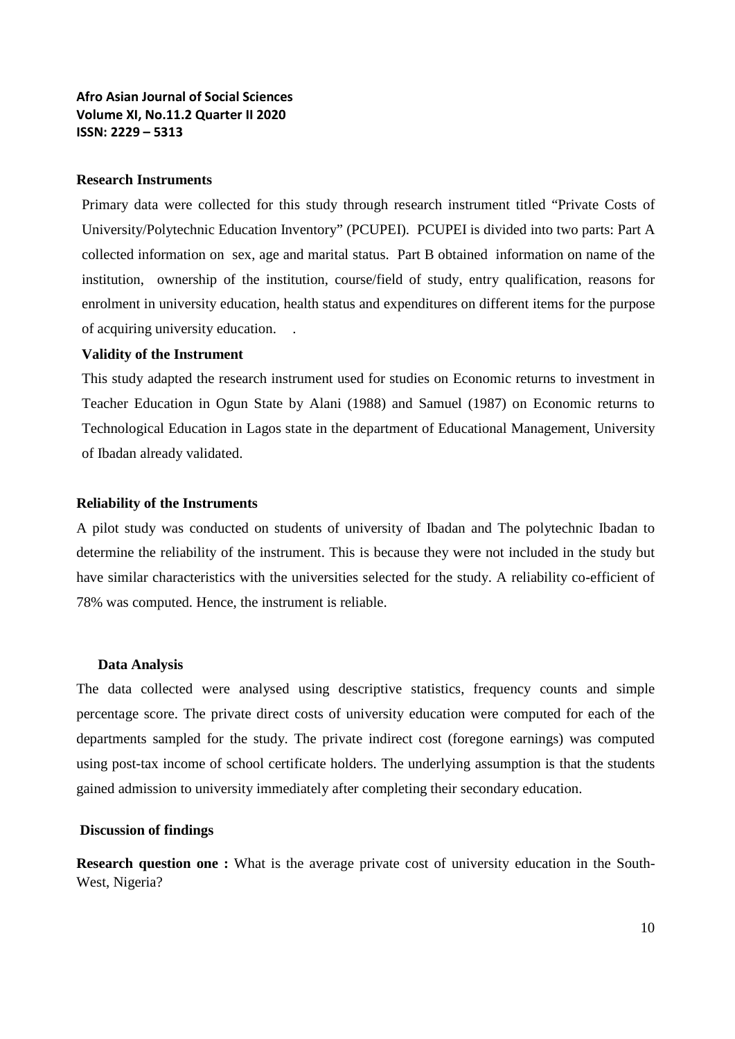**Research Instruments**

Primary data were collected for this study through research instrument titled "Private Costs of University/Polytechnic Education Inventory" (PCUPEI). PCUPEI is divided into two parts: Part A collected information on sex, age and marital status. Part B obtained information on name of the institution, ownership of the institution, course/field of study, entry qualification, reasons for enrolment in university education, health status and expenditures on different items for the purpose of acquiring university education. .

**Validity of the Instrument**

This study adapted the research instrument used for studies on Economic returns to investment in Teacher Education in Ogun State by Alani (1988) and Samuel (1987) on Economic returns to Technological Education in Lagos state in the department of Educational Management, University of Ibadan already validated.

**Reliability of the Instruments**

A pilot study was conducted on students of university of Ibadan and The polytechnic Ibadan to determine the reliability of the instrument. This is because they were not included in the study but have similar characteristics with the universities selected for the study. A reliability co-efficient of 78% was computed. Hence, the instrument is reliable.

**Data Analysis**

The data collected were analysed using descriptive statistics, frequency counts and simple percentage score. The private direct costs of university education were computed for each of the departments sampled for the study. The private indirect cost (foregone earnings) was computed using post-tax income of school certificate holders. The underlying assumption is that the students gained admission to university immediately after completing their secondary education.

**Discussion of findings**

**Research question one :** What is the average private cost of university education in the South-West, Nigeria?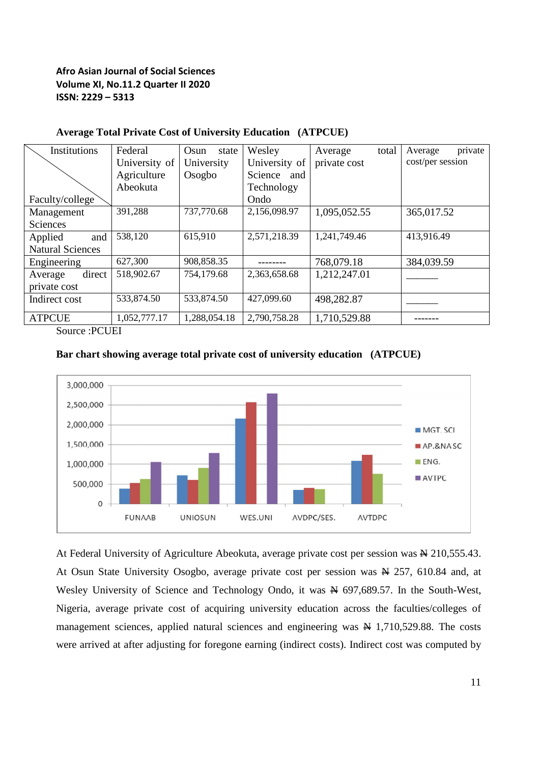**Average Total Private Cost of University Education (ATPCUE)**

| Institutions / Faculty/college | Federal University of Agriculture Abeokuta | Osun state University Osogbo | Wesley University of Science and Technology Ondo | Average total private cost | Average private cost/per session |
|---|---|---|---|---|---|
| Management Sciences | 391,288 | 737,770.68 | 2,156,098.97 | 1,095,052.55 | 365,017.52 |
| Applied and Natural Sciences | 538,120 | 615,910 | 2,571,218.39 | 1,241,749.46 | 413,916.49 |
| Engineering | 627,300 | 908,858.35 | -------- | 768,079.18 | 384,039.59 |
| Average direct private cost | 518,902.67 | 754,179.68 | 2,363,658.68 | 1,212,247.01 | ______ |
| Indirect cost | 533,874.50 | 533,874.50 | 427,099.60 | 498,282.87 | ______ |
| ATPCUE | 1,052,777.17 | 1,288,054.18 | 2,790,758.28 | 1,710,529.88 | ------- |

Source :PCUEI

**Bar chart showing average total private cost of university education (ATPCUE)**

At Federal University of Agriculture Abeokuta, average private cost per session was ₦ 210,555.43. At Osun State University Osogbo, average private cost per session was ₦ 257, 610.84 and, at Wesley University of Science and Technology Ondo, it was ₦ 697,689.57. In the South-West, Nigeria, average private cost of acquiring university education across the faculties/colleges of management sciences, applied natural sciences and engineering was ₦ 1,710,529.88. The costs were arrived at after adjusting for foregone earning (indirect costs). Indirect cost was computed by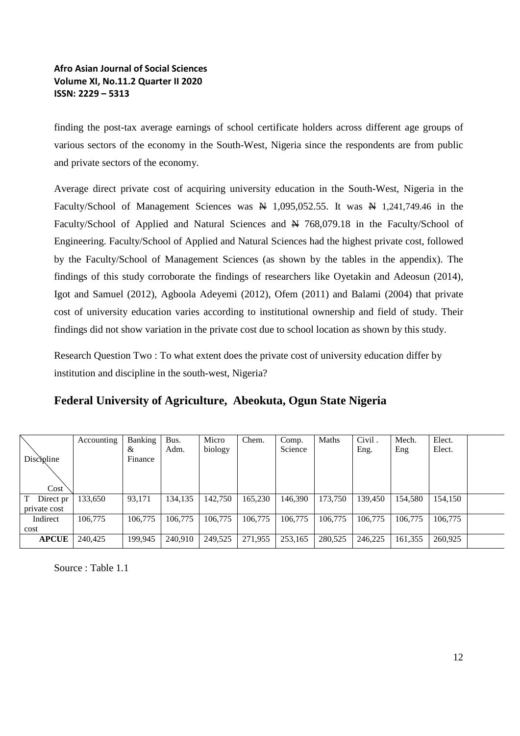finding the post-tax average earnings of school certificate holders across different age groups of various sectors of the economy in the South-West, Nigeria since the respondents are from public and private sectors of the economy.

Average direct private cost of acquiring university education in the South-West, Nigeria in the Faculty/School of Management Sciences was ₦ 1,095,052.55. It was ₦ 1,241,749.46 in the Faculty/School of Applied and Natural Sciences and ₦ 768,079.18 in the Faculty/School of Engineering. Faculty/School of Applied and Natural Sciences had the highest private cost, followed by the Faculty/School of Management Sciences (as shown by the tables in the appendix). The findings of this study corroborate the findings of researchers like Oyetakin and Adeosun (2014), Igot and Samuel (2012), Agboola Adeyemi (2012), Ofem (2011) and Balami (2004) that private cost of university education varies according to institutional ownership and field of study. Their findings did not show variation in the private cost due to school location as shown by this study.

Research Question Two : To what extent does the private cost of university education differ by institution and discipline in the south-west, Nigeria?

## Federal University of Agriculture, Abeokuta, Ogun State Nigeria

| Discipline / Cost | Accounting | Banking & Finance | Bus. Adm. | Micro biology | Chem. | Comp. Science | Maths | Civil . Eng. | Mech. Eng | Elect. Elect. | |
|---|---|---|---|---|---|---|---|---|---|---|---|
| T Direct pr private cost | 133,650 | 93,171 | 134,135 | 142,750 | 165,230 | 146,390 | 173,750 | 139,450 | 154,580 | 154,150 | |
| Indirect cost | 106,775 | 106,775 | 106,775 | 106,775 | 106,775 | 106,775 | 106,775 | 106,775 | 106,775 | 106,775 | |
| **APCUE** | 240,425 | 199,945 | 240,910 | 249,525 | 271,955 | 253,165 | 280,525 | 246,225 | 161,355 | 260,925 | |

Source : Table 1.1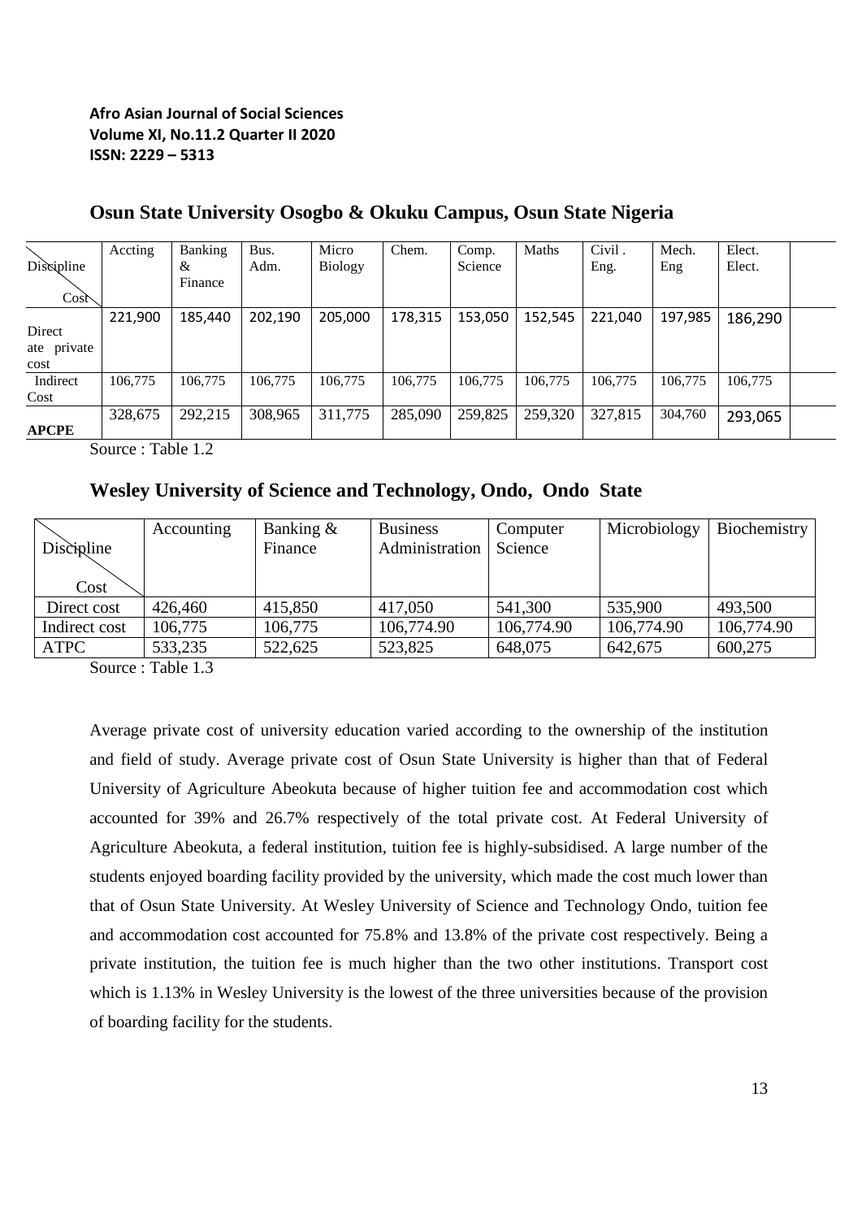### Osun State University Osogbo & Okuku Campus, Osun State Nigeria

| Discipline / Cost | Accting | Banking & Finance | Bus. Adm. | Micro Biology | Chem. | Comp. Science | Maths | Civil . Eng. | Mech. Eng | Elect. Elect. | |
|---|---|---|---|---|---|---|---|---|---|---|---|
| Direct ate private cost | 221,900 | 185,440 | 202,190 | 205,000 | 178,315 | 153,050 | 152,545 | 221,040 | 197,985 | 186,290 | |
| Indirect Cost | 106,775 | 106,775 | 106,775 | 106,775 | 106,775 | 106,775 | 106,775 | 106,775 | 106,775 | 106,775 | |
| **APCPE** | 328,675 | 292,215 | 308,965 | 311,775 | 285,090 | 259,825 | 259,320 | 327,815 | 304,760 | 293,065 | |

Source : Table 1.2

### Wesley University of Science and Technology, Ondo, Ondo State

| Discipline / Cost | Accounting | Banking & Finance | Business Administration | Computer Science | Microbiology | Biochemistry |
|---|---|---|---|---|---|---|
| Direct cost | 426,460 | 415,850 | 417,050 | 541,300 | 535,900 | 493,500 |
| Indirect cost | 106,775 | 106,775 | 106,774.90 | 106,774.90 | 106,774.90 | 106,774.90 |
| ATPC | 533,235 | 522,625 | 523,825 | 648,075 | 642,675 | 600,275 |

Source : Table 1.3

Average private cost of university education varied according to the ownership of the institution and field of study. Average private cost of Osun State University is higher than that of Federal University of Agriculture Abeokuta because of higher tuition fee and accommodation cost which accounted for 39% and 26.7% respectively of the total private cost. At Federal University of Agriculture Abeokuta, a federal institution, tuition fee is highly-subsidised. A large number of the students enjoyed boarding facility provided by the university, which made the cost much lower than that of Osun State University. At Wesley University of Science and Technology Ondo, tuition fee and accommodation cost accounted for 75.8% and 13.8% of the private cost respectively. Being a private institution, the tuition fee is much higher than the two other institutions. Transport cost which is 1.13% in Wesley University is the lowest of the three universities because of the provision of boarding facility for the students.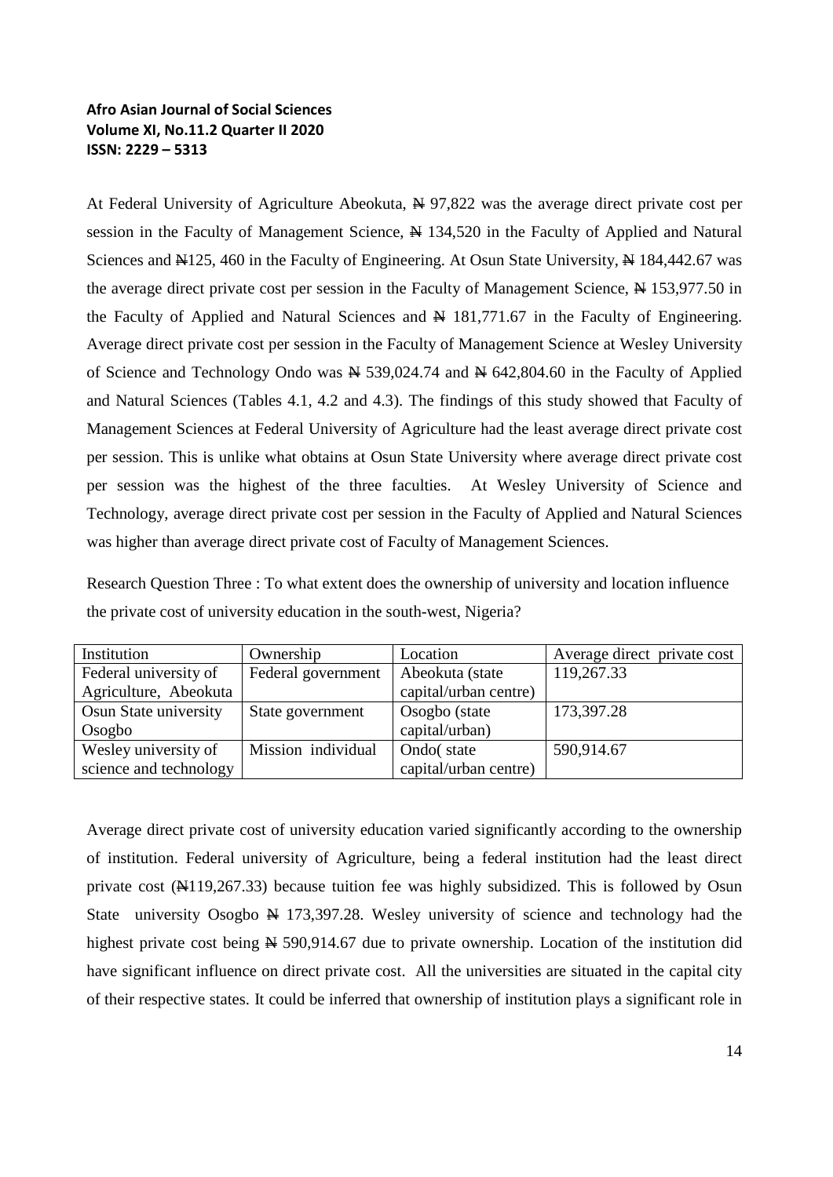At Federal University of Agriculture Abeokuta, ₦ 97,822 was the average direct private cost per session in the Faculty of Management Science, ₦ 134,520 in the Faculty of Applied and Natural Sciences and ₦125, 460 in the Faculty of Engineering. At Osun State University, ₦ 184,442.67 was the average direct private cost per session in the Faculty of Management Science, ₦ 153,977.50 in the Faculty of Applied and Natural Sciences and ₦ 181,771.67 in the Faculty of Engineering. Average direct private cost per session in the Faculty of Management Science at Wesley University of Science and Technology Ondo was ₦ 539,024.74 and ₦ 642,804.60 in the Faculty of Applied and Natural Sciences (Tables 4.1, 4.2 and 4.3). The findings of this study showed that Faculty of Management Sciences at Federal University of Agriculture had the least average direct private cost per session. This is unlike what obtains at Osun State University where average direct private cost per session was the highest of the three faculties. At Wesley University of Science and Technology, average direct private cost per session in the Faculty of Applied and Natural Sciences was higher than average direct private cost of Faculty of Management Sciences.

Research Question Three : To what extent does the ownership of university and location influence the private cost of university education in the south-west, Nigeria?

| Institution | Ownership | Location | Average direct private cost |
|---|---|---|---|
| Federal university of Agriculture, Abeokuta | Federal government | Abeokuta (state capital/urban centre) | 119,267.33 |
| Osun State university Osogbo | State government | Osogbo (state capital/urban) | 173,397.28 |
| Wesley university of science and technology | Mission individual | Ondo( state capital/urban centre) | 590,914.67 |

Average direct private cost of university education varied significantly according to the ownership of institution. Federal university of Agriculture, being a federal institution had the least direct private cost (₦119,267.33) because tuition fee was highly subsidized. This is followed by Osun State university Osogbo ₦ 173,397.28. Wesley university of science and technology had the highest private cost being ₦ 590,914.67 due to private ownership. Location of the institution did have significant influence on direct private cost. All the universities are situated in the capital city of their respective states. It could be inferred that ownership of institution plays a significant role in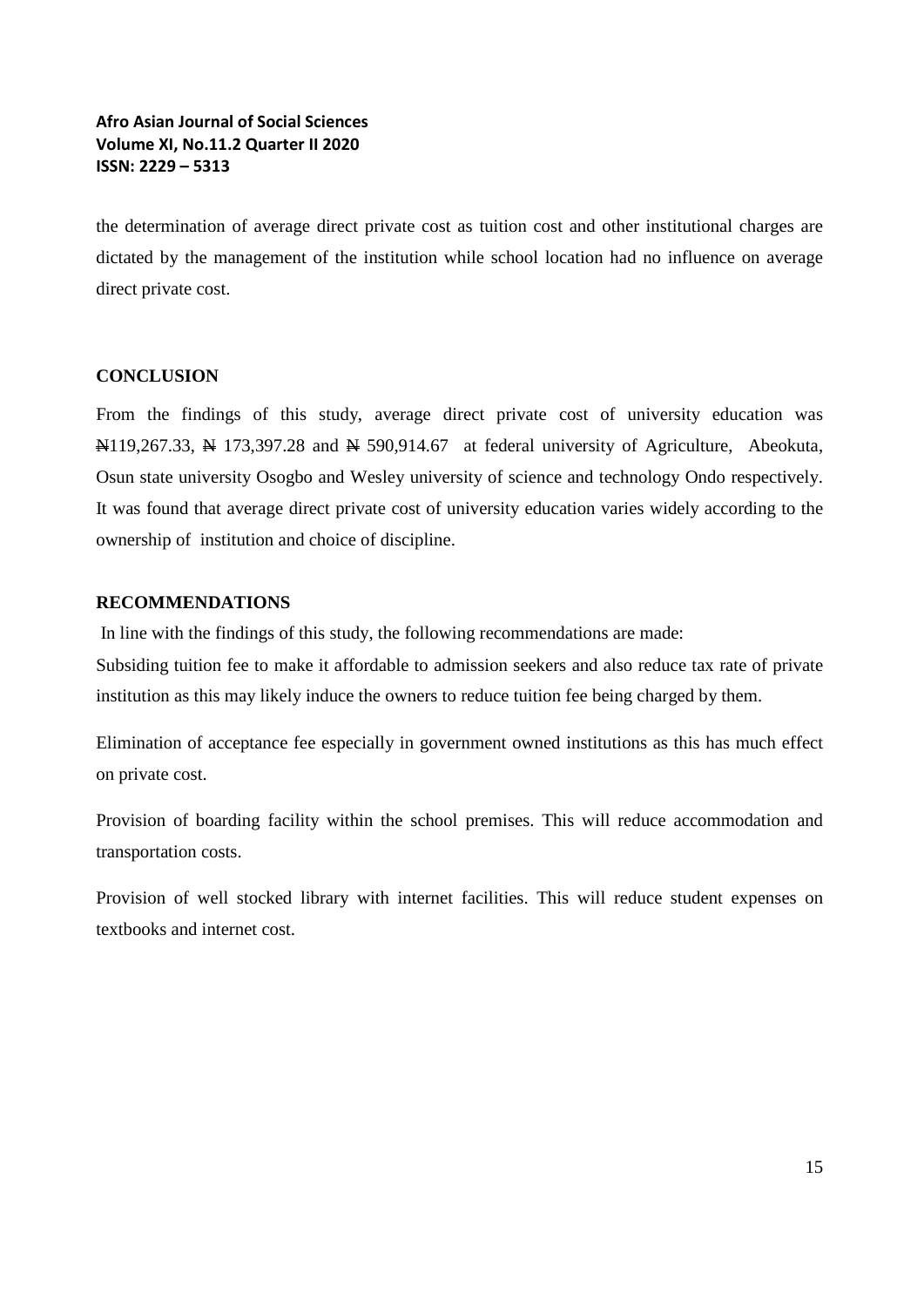the determination of average direct private cost as tuition cost and other institutional charges are dictated by the management of the institution while school location had no influence on average direct private cost.

## CONCLUSION

From the findings of this study, average direct private cost of university education was ₦119,267.33, ₦ 173,397.28 and ₦ 590,914.67 at federal university of Agriculture, Abeokuta, Osun state university Osogbo and Wesley university of science and technology Ondo respectively. It was found that average direct private cost of university education varies widely according to the ownership of institution and choice of discipline.

## RECOMMENDATIONS

In line with the findings of this study, the following recommendations are made:

Subsiding tuition fee to make it affordable to admission seekers and also reduce tax rate of private institution as this may likely induce the owners to reduce tuition fee being charged by them.

Elimination of acceptance fee especially in government owned institutions as this has much effect on private cost.

Provision of boarding facility within the school premises. This will reduce accommodation and transportation costs.

Provision of well stocked library with internet facilities. This will reduce student expenses on textbooks and internet cost.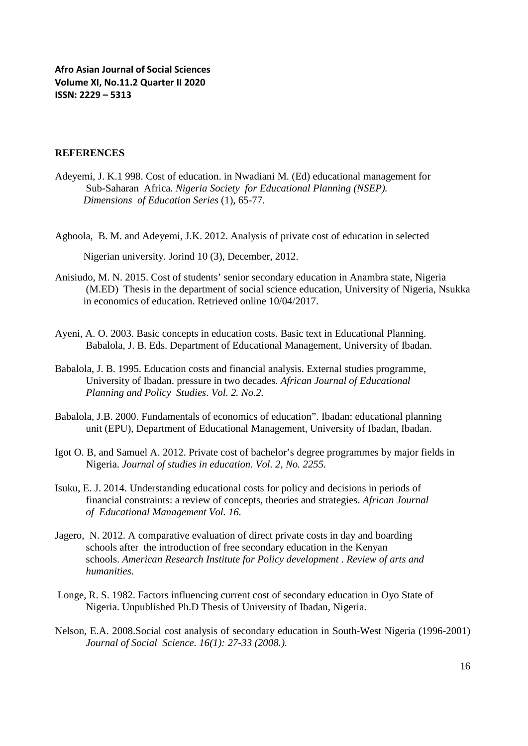## REFERENCES

Adeyemi, J. K.1 998. Cost of education. in Nwadiani M. (Ed) educational management for Sub-Saharan Africa. *Nigeria Society for Educational Planning (NSEP). Dimensions of Education Series* (1), 65-77.

Agboola, B. M. and Adeyemi, J.K. 2012. Analysis of private cost of education in selected Nigerian university. Jorind 10 (3), December, 2012.

Anisiudo, M. N. 2015. Cost of students' senior secondary education in Anambra state, Nigeria (M.ED) Thesis in the department of social science education, University of Nigeria, Nsukka in economics of education. Retrieved online 10/04/2017.

Ayeni, A. O. 2003. Basic concepts in education costs. Basic text in Educational Planning. Babalola, J. B. Eds. Department of Educational Management, University of Ibadan.

Babalola, J. B. 1995. Education costs and financial analysis. External studies programme, University of Ibadan. pressure in two decades. *African Journal of Educational Planning and Policy Studies*. *Vol. 2. No.2.*

Babalola, J.B. 2000. Fundamentals of economics of education". Ibadan: educational planning unit (EPU), Department of Educational Management, University of Ibadan, Ibadan.

Igot O. B, and Samuel A. 2012. Private cost of bachelor's degree programmes by major fields in Nigeria. *Journal of studies in education. Vol. 2, No. 2255.*

Isuku, E. J. 2014. Understanding educational costs for policy and decisions in periods of financial constraints: a review of concepts, theories and strategies. *African Journal of Educational Management Vol. 16.*

Jagero, N. 2012. A comparative evaluation of direct private costs in day and boarding schools after the introduction of free secondary education in the Kenyan schools. *American Research Institute for Policy development . Review of arts and humanities.*

Longe, R. S. 1982. Factors influencing current cost of secondary education in Oyo State of Nigeria. Unpublished Ph.D Thesis of University of Ibadan, Nigeria.

Nelson, E.A. 2008.Social cost analysis of secondary education in South-West Nigeria (1996-2001) *Journal of Social Science. 16(1): 27-33 (2008.).*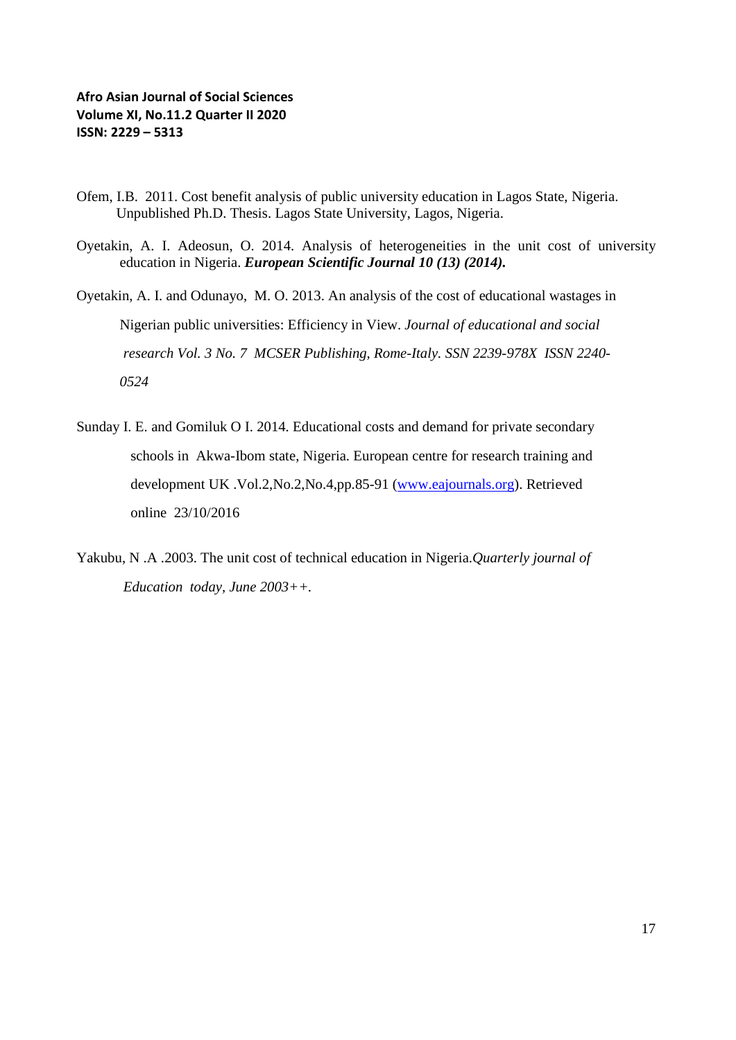Ofem, I.B. 2011. Cost benefit analysis of public university education in Lagos State, Nigeria. Unpublished Ph.D. Thesis. Lagos State University, Lagos, Nigeria.

Oyetakin, A. I. Adeosun, O. 2014. Analysis of heterogeneities in the unit cost of university education in Nigeria. ***European Scientific Journal 10 (13) (2014).***

Oyetakin, A. I. and Odunayo, M. O. 2013. An analysis of the cost of educational wastages in Nigerian public universities: Efficiency in View. *Journal of educational and social research Vol. 3 No. 7 MCSER Publishing, Rome-Italy. SSN 2239-978X ISSN 2240-0524*

Sunday I. E. and Gomiluk O I. 2014. Educational costs and demand for private secondary schools in Akwa-Ibom state, Nigeria. European centre for research training and development UK .Vol.2,No.2,No.4,pp.85-91 (www.eajournals.org). Retrieved online 23/10/2016

Yakubu, N .A .2003. The unit cost of technical education in Nigeria.*Quarterly journal of Education today, June 2003++.*